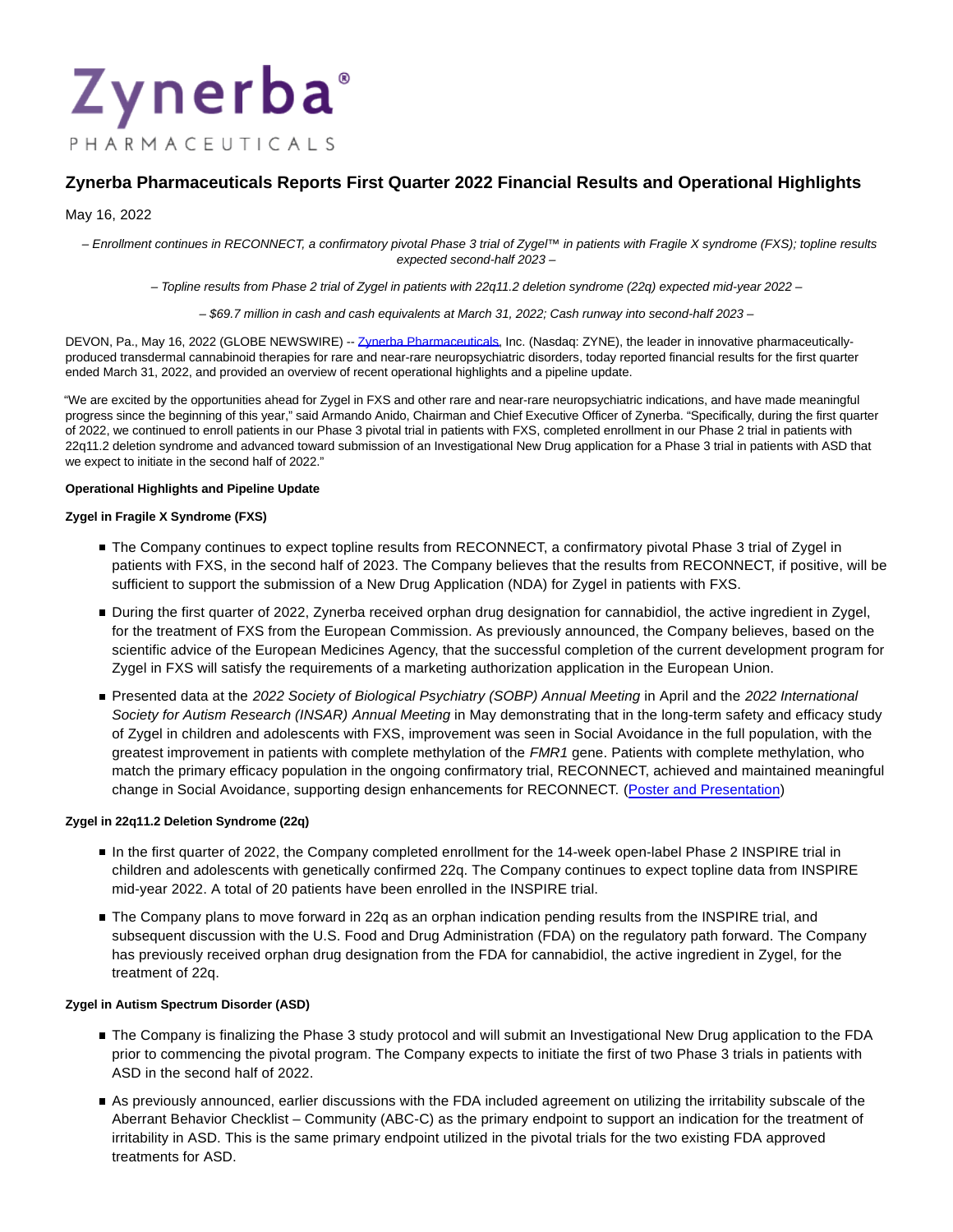Zynerba®
PHARMACEUTICALS

# Zynerba Pharmaceuticals Reports First Quarter 2022 Financial Results and Operational Highlights

May 16, 2022

*– Enrollment continues in RECONNECT, a confirmatory pivotal Phase 3 trial of Zygel™ in patients with Fragile X syndrome (FXS); topline results expected second-half 2023 –*

*– Topline results from Phase 2 trial of Zygel in patients with 22q11.2 deletion syndrome (22q) expected mid-year 2022 –*

*– $69.7 million in cash and cash equivalents at March 31, 2022; Cash runway into second-half 2023 –*

DEVON, Pa., May 16, 2022 (GLOBE NEWSWIRE) -- Zynerba Pharmaceuticals, Inc. (Nasdaq: ZYNE), the leader in innovative pharmaceutically-produced transdermal cannabinoid therapies for rare and near-rare neuropsychiatric disorders, today reported financial results for the first quarter ended March 31, 2022, and provided an overview of recent operational highlights and a pipeline update.

"We are excited by the opportunities ahead for Zygel in FXS and other rare and near-rare neuropsychiatric indications, and have made meaningful progress since the beginning of this year," said Armando Anido, Chairman and Chief Executive Officer of Zynerba. "Specifically, during the first quarter of 2022, we continued to enroll patients in our Phase 3 pivotal trial in patients with FXS, completed enrollment in our Phase 2 trial in patients with 22q11.2 deletion syndrome and advanced toward submission of an Investigational New Drug application for a Phase 3 trial in patients with ASD that we expect to initiate in the second half of 2022."

**Operational Highlights and Pipeline Update**

**Zygel in Fragile X Syndrome (FXS)**

- The Company continues to expect topline results from RECONNECT, a confirmatory pivotal Phase 3 trial of Zygel in patients with FXS, in the second half of 2023. The Company believes that the results from RECONNECT, if positive, will be sufficient to support the submission of a New Drug Application (NDA) for Zygel in patients with FXS.
- During the first quarter of 2022, Zynerba received orphan drug designation for cannabidiol, the active ingredient in Zygel, for the treatment of FXS from the European Commission. As previously announced, the Company believes, based on the scientific advice of the European Medicines Agency, that the successful completion of the current development program for Zygel in FXS will satisfy the requirements of a marketing authorization application in the European Union.
- Presented data at the *2022 Society of Biological Psychiatry (SOBP) Annual Meeting* in April and the *2022 International Society for Autism Research (INSAR) Annual Meeting* in May demonstrating that in the long-term safety and efficacy study of Zygel in children and adolescents with FXS, improvement was seen in Social Avoidance in the full population, with the greatest improvement in patients with complete methylation of the *FMR1* gene. Patients with complete methylation, who match the primary efficacy population in the ongoing confirmatory trial, RECONNECT, achieved and maintained meaningful change in Social Avoidance, supporting design enhancements for RECONNECT. (Poster and Presentation)

**Zygel in 22q11.2 Deletion Syndrome (22q)**

- In the first quarter of 2022, the Company completed enrollment for the 14-week open-label Phase 2 INSPIRE trial in children and adolescents with genetically confirmed 22q. The Company continues to expect topline data from INSPIRE mid-year 2022. A total of 20 patients have been enrolled in the INSPIRE trial.
- The Company plans to move forward in 22q as an orphan indication pending results from the INSPIRE trial, and subsequent discussion with the U.S. Food and Drug Administration (FDA) on the regulatory path forward. The Company has previously received orphan drug designation from the FDA for cannabidiol, the active ingredient in Zygel, for the treatment of 22q.

**Zygel in Autism Spectrum Disorder (ASD)**

- The Company is finalizing the Phase 3 study protocol and will submit an Investigational New Drug application to the FDA prior to commencing the pivotal program. The Company expects to initiate the first of two Phase 3 trials in patients with ASD in the second half of 2022.
- As previously announced, earlier discussions with the FDA included agreement on utilizing the irritability subscale of the Aberrant Behavior Checklist – Community (ABC-C) as the primary endpoint to support an indication for the treatment of irritability in ASD. This is the same primary endpoint utilized in the pivotal trials for the two existing FDA approved treatments for ASD.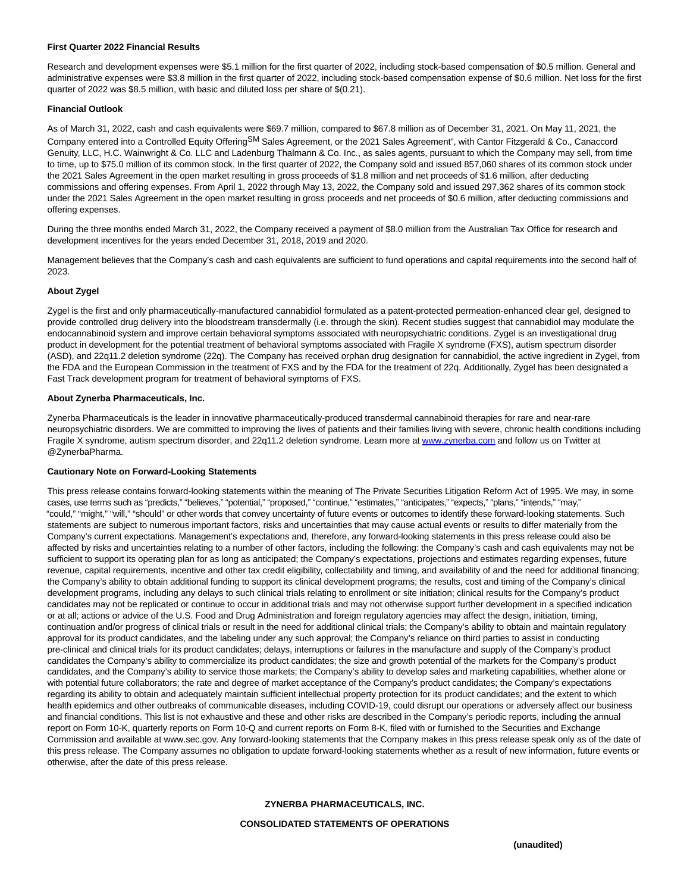**First Quarter 2022 Financial Results**

Research and development expenses were $5.1 million for the first quarter of 2022, including stock-based compensation of $0.5 million. General and administrative expenses were $3.8 million in the first quarter of 2022, including stock-based compensation expense of $0.6 million. Net loss for the first quarter of 2022 was $8.5 million, with basic and diluted loss per share of $(0.21).

**Financial Outlook**

As of March 31, 2022, cash and cash equivalents were $69.7 million, compared to $67.8 million as of December 31, 2021. On May 11, 2021, the Company entered into a Controlled Equity Offering[SM] Sales Agreement, or the 2021 Sales Agreement", with Cantor Fitzgerald & Co., Canaccord Genuity, LLC, H.C. Wainwright & Co. LLC and Ladenburg Thalmann & Co. Inc., as sales agents, pursuant to which the Company may sell, from time to time, up to $75.0 million of its common stock. In the first quarter of 2022, the Company sold and issued 857,060 shares of its common stock under the 2021 Sales Agreement in the open market resulting in gross proceeds of $1.8 million and net proceeds of $1.6 million, after deducting commissions and offering expenses. From April 1, 2022 through May 13, 2022, the Company sold and issued 297,362 shares of its common stock under the 2021 Sales Agreement in the open market resulting in gross proceeds and net proceeds of $0.6 million, after deducting commissions and offering expenses.

During the three months ended March 31, 2022, the Company received a payment of $8.0 million from the Australian Tax Office for research and development incentives for the years ended December 31, 2018, 2019 and 2020.

Management believes that the Company's cash and cash equivalents are sufficient to fund operations and capital requirements into the second half of 2023.

**About Zygel**

Zygel is the first and only pharmaceutically-manufactured cannabidiol formulated as a patent-protected permeation-enhanced clear gel, designed to provide controlled drug delivery into the bloodstream transdermally (i.e. through the skin). Recent studies suggest that cannabidiol may modulate the endocannabinoid system and improve certain behavioral symptoms associated with neuropsychiatric conditions. Zygel is an investigational drug product in development for the potential treatment of behavioral symptoms associated with Fragile X syndrome (FXS), autism spectrum disorder (ASD), and 22q11.2 deletion syndrome (22q). The Company has received orphan drug designation for cannabidiol, the active ingredient in Zygel, from the FDA and the European Commission in the treatment of FXS and by the FDA for the treatment of 22q. Additionally, Zygel has been designated a Fast Track development program for treatment of behavioral symptoms of FXS.

**About Zynerba Pharmaceuticals, Inc.**

Zynerba Pharmaceuticals is the leader in innovative pharmaceutically-produced transdermal cannabinoid therapies for rare and near-rare neuropsychiatric disorders. We are committed to improving the lives of patients and their families living with severe, chronic health conditions including Fragile X syndrome, autism spectrum disorder, and 22q11.2 deletion syndrome. Learn more at www.zynerba.com and follow us on Twitter at @ZynerbaPharma.

**Cautionary Note on Forward-Looking Statements**

This press release contains forward-looking statements within the meaning of The Private Securities Litigation Reform Act of 1995. We may, in some cases, use terms such as "predicts," "believes," "potential," "proposed," "continue," "estimates," "anticipates," "expects," "plans," "intends," "may," "could," "might," "will," "should" or other words that convey uncertainty of future events or outcomes to identify these forward-looking statements. Such statements are subject to numerous important factors, risks and uncertainties that may cause actual events or results to differ materially from the Company's current expectations. Management's expectations and, therefore, any forward-looking statements in this press release could also be affected by risks and uncertainties relating to a number of other factors, including the following: the Company's cash and cash equivalents may not be sufficient to support its operating plan for as long as anticipated; the Company's expectations, projections and estimates regarding expenses, future revenue, capital requirements, incentive and other tax credit eligibility, collectability and timing, and availability of and the need for additional financing; the Company's ability to obtain additional funding to support its clinical development programs; the results, cost and timing of the Company's clinical development programs, including any delays to such clinical trials relating to enrollment or site initiation; clinical results for the Company's product candidates may not be replicated or continue to occur in additional trials and may not otherwise support further development in a specified indication or at all; actions or advice of the U.S. Food and Drug Administration and foreign regulatory agencies may affect the design, initiation, timing, continuation and/or progress of clinical trials or result in the need for additional clinical trials; the Company's ability to obtain and maintain regulatory approval for its product candidates, and the labeling under any such approval; the Company's reliance on third parties to assist in conducting pre-clinical and clinical trials for its product candidates; delays, interruptions or failures in the manufacture and supply of the Company's product candidates the Company's ability to commercialize its product candidates; the size and growth potential of the markets for the Company's product candidates, and the Company's ability to service those markets; the Company's ability to develop sales and marketing capabilities, whether alone or with potential future collaborators; the rate and degree of market acceptance of the Company's product candidates; the Company's expectations regarding its ability to obtain and adequately maintain sufficient intellectual property protection for its product candidates; and the extent to which health epidemics and other outbreaks of communicable diseases, including COVID-19, could disrupt our operations or adversely affect our business and financial conditions. This list is not exhaustive and these and other risks are described in the Company's periodic reports, including the annual report on Form 10-K, quarterly reports on Form 10-Q and current reports on Form 8-K, filed with or furnished to the Securities and Exchange Commission and available at www.sec.gov. Any forward-looking statements that the Company makes in this press release speak only as of the date of this press release. The Company assumes no obligation to update forward-looking statements whether as a result of new information, future events or otherwise, after the date of this press release.

**ZYNERBA PHARMACEUTICALS, INC.**

**CONSOLIDATED STATEMENTS OF OPERATIONS**

**(unaudited)**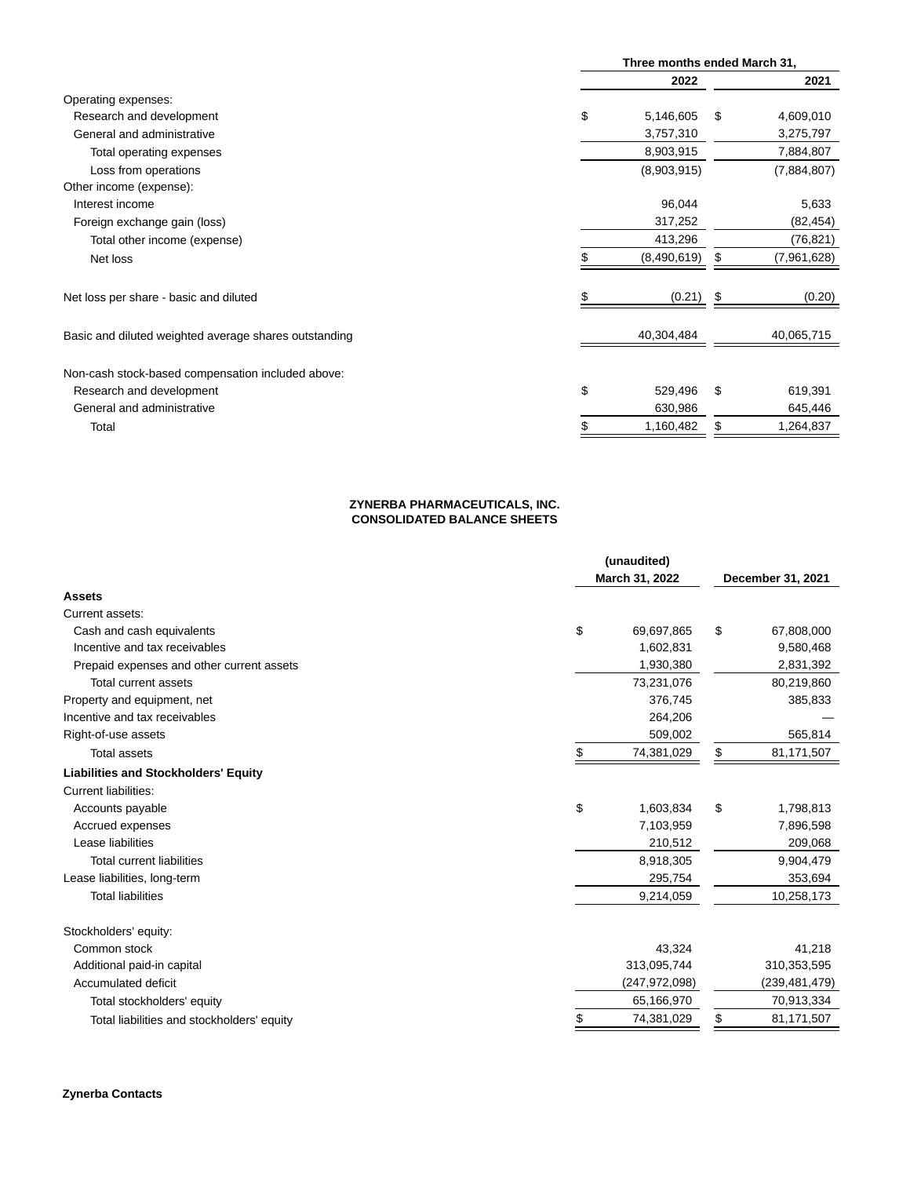| | Three months ended March 31, | |
|---|---|---|
| | 2022 | 2021 |
| Operating expenses: | | |
| Research and development | $ 5,146,605 | $ 4,609,010 |
| General and administrative | 3,757,310 | 3,275,797 |
| Total operating expenses | 8,903,915 | 7,884,807 |
| Loss from operations | (8,903,915) | (7,884,807) |
| Other income (expense): | | |
| Interest income | 96,044 | 5,633 |
| Foreign exchange gain (loss) | 317,252 | (82,454) |
| Total other income (expense) | 413,296 | (76,821) |
| Net loss | $ (8,490,619) | $ (7,961,628) |
| Net loss per share - basic and diluted | $ (0.21) | $ (0.20) |
| Basic and diluted weighted average shares outstanding | 40,304,484 | 40,065,715 |
| Non-cash stock-based compensation included above: | | |
| Research and development | $ 529,496 | $ 619,391 |
| General and administrative | 630,986 | 645,446 |
| Total | $ 1,160,482 | $ 1,264,837 |

**ZYNERBA PHARMACEUTICALS, INC.**
**CONSOLIDATED BALANCE SHEETS**

| | (unaudited) March 31, 2022 | December 31, 2021 |
|---|---|---|
| **Assets** | | |
| Current assets: | | |
| Cash and cash equivalents | $ 69,697,865 | $ 67,808,000 |
| Incentive and tax receivables | 1,602,831 | 9,580,468 |
| Prepaid expenses and other current assets | 1,930,380 | 2,831,392 |
| Total current assets | 73,231,076 | 80,219,860 |
| Property and equipment, net | 376,745 | 385,833 |
| Incentive and tax receivables | 264,206 | — |
| Right-of-use assets | 509,002 | 565,814 |
| Total assets | $ 74,381,029 | $ 81,171,507 |
| **Liabilities and Stockholders' Equity** | | |
| Current liabilities: | | |
| Accounts payable | $ 1,603,834 | $ 1,798,813 |
| Accrued expenses | 7,103,959 | 7,896,598 |
| Lease liabilities | 210,512 | 209,068 |
| Total current liabilities | 8,918,305 | 9,904,479 |
| Lease liabilities, long-term | 295,754 | 353,694 |
| Total liabilities | 9,214,059 | 10,258,173 |
| Stockholders' equity: | | |
| Common stock | 43,324 | 41,218 |
| Additional paid-in capital | 313,095,744 | 310,353,595 |
| Accumulated deficit | (247,972,098) | (239,481,479) |
| Total stockholders' equity | 65,166,970 | 70,913,334 |
| Total liabilities and stockholders' equity | $ 74,381,029 | $ 81,171,507 |

**Zynerba Contacts**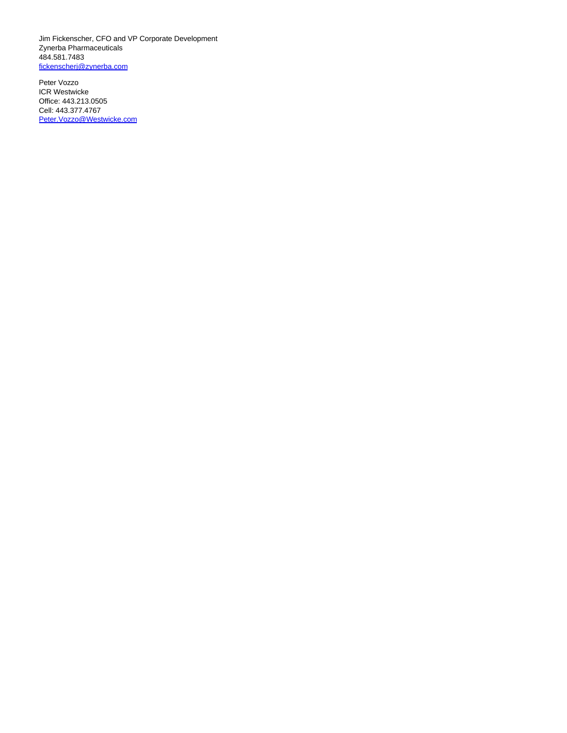Jim Fickenscher, CFO and VP Corporate Development
Zynerba Pharmaceuticals
484.581.7483
fickenscherj@zynerba.com

Peter Vozzo
ICR Westwicke
Office: 443.213.0505
Cell: 443.377.4767
Peter.Vozzo@Westwicke.com